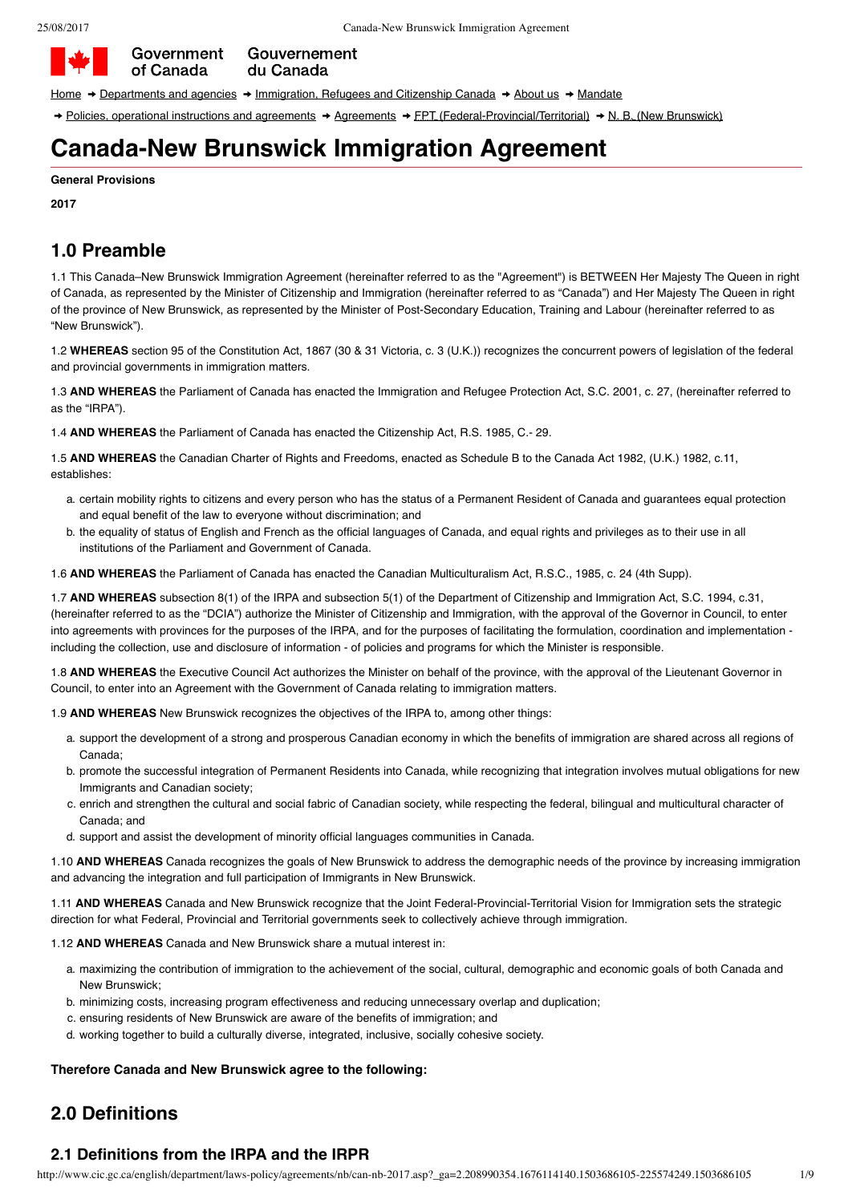Government of Canada Gouvernement du Canada

Home ➜ Departments and agencies ➜ Immigration, Refugees and Citizenship Canada ➜ About us ➜ Mandate

➜ Policies, operational instructions and agreements ➜ Agreements ➜ FPT (Federal-Provincial/Territorial) ➜ N. B. (New Brunswick)

# Canada-New Brunswick Immigration Agreement

**General Provisions**

**2017**

## 1.0 Preamble

1.1 This Canada–New Brunswick Immigration Agreement (hereinafter referred to as the "Agreement") is BETWEEN Her Majesty The Queen in right of Canada, as represented by the Minister of Citizenship and Immigration (hereinafter referred to as "Canada") and Her Majesty The Queen in right of the province of New Brunswick, as represented by the Minister of Post-Secondary Education, Training and Labour (hereinafter referred to as "New Brunswick").

1.2 **WHEREAS** section 95 of the Constitution Act, 1867 (30 & 31 Victoria, c. 3 (U.K.)) recognizes the concurrent powers of legislation of the federal and provincial governments in immigration matters.

1.3 **AND WHEREAS** the Parliament of Canada has enacted the Immigration and Refugee Protection Act, S.C. 2001, c. 27, (hereinafter referred to as the "IRPA").

1.4 **AND WHEREAS** the Parliament of Canada has enacted the Citizenship Act, R.S. 1985, C.- 29.

1.5 **AND WHEREAS** the Canadian Charter of Rights and Freedoms, enacted as Schedule B to the Canada Act 1982, (U.K.) 1982, c.11, establishes:

a. certain mobility rights to citizens and every person who has the status of a Permanent Resident of Canada and guarantees equal protection and equal benefit of the law to everyone without discrimination; and
b. the equality of status of English and French as the official languages of Canada, and equal rights and privileges as to their use in all institutions of the Parliament and Government of Canada.

1.6 **AND WHEREAS** the Parliament of Canada has enacted the Canadian Multiculturalism Act, R.S.C., 1985, c. 24 (4th Supp).

1.7 **AND WHEREAS** subsection 8(1) of the IRPA and subsection 5(1) of the Department of Citizenship and Immigration Act, S.C. 1994, c.31, (hereinafter referred to as the "DCIA") authorize the Minister of Citizenship and Immigration, with the approval of the Governor in Council, to enter into agreements with provinces for the purposes of the IRPA, and for the purposes of facilitating the formulation, coordination and implementation - including the collection, use and disclosure of information - of policies and programs for which the Minister is responsible.

1.8 **AND WHEREAS** the Executive Council Act authorizes the Minister on behalf of the province, with the approval of the Lieutenant Governor in Council, to enter into an Agreement with the Government of Canada relating to immigration matters.

1.9 **AND WHEREAS** New Brunswick recognizes the objectives of the IRPA to, among other things:

a. support the development of a strong and prosperous Canadian economy in which the benefits of immigration are shared across all regions of Canada;
b. promote the successful integration of Permanent Residents into Canada, while recognizing that integration involves mutual obligations for new Immigrants and Canadian society;
c. enrich and strengthen the cultural and social fabric of Canadian society, while respecting the federal, bilingual and multicultural character of Canada; and
d. support and assist the development of minority official languages communities in Canada.

1.10 **AND WHEREAS** Canada recognizes the goals of New Brunswick to address the demographic needs of the province by increasing immigration and advancing the integration and full participation of Immigrants in New Brunswick.

1.11 **AND WHEREAS** Canada and New Brunswick recognize that the Joint Federal-Provincial-Territorial Vision for Immigration sets the strategic direction for what Federal, Provincial and Territorial governments seek to collectively achieve through immigration.

1.12 **AND WHEREAS** Canada and New Brunswick share a mutual interest in:

a. maximizing the contribution of immigration to the achievement of the social, cultural, demographic and economic goals of both Canada and New Brunswick;
b. minimizing costs, increasing program effectiveness and reducing unnecessary overlap and duplication;
c. ensuring residents of New Brunswick are aware of the benefits of immigration; and
d. working together to build a culturally diverse, integrated, inclusive, socially cohesive society.

**Therefore Canada and New Brunswick agree to the following:**

## 2.0 Definitions

### 2.1 Definitions from the IRPA and the IRPR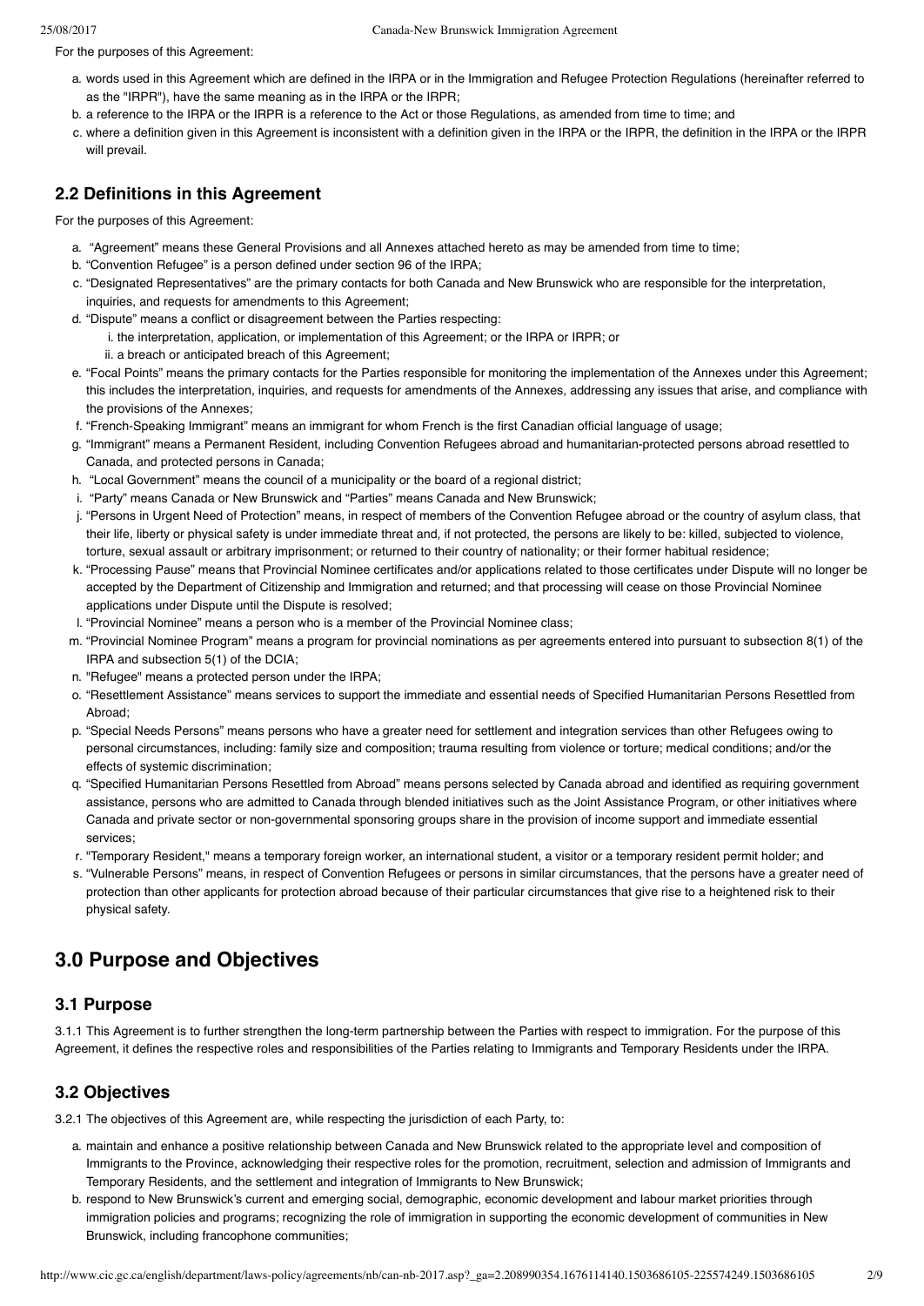For the purposes of this Agreement:

a. words used in this Agreement which are defined in the IRPA or in the Immigration and Refugee Protection Regulations (hereinafter referred to as the "IRPR"), have the same meaning as in the IRPA or the IRPR;
b. a reference to the IRPA or the IRPR is a reference to the Act or those Regulations, as amended from time to time; and
c. where a definition given in this Agreement is inconsistent with a definition given in the IRPA or the IRPR, the definition in the IRPA or the IRPR will prevail.

### 2.2 Definitions in this Agreement

For the purposes of this Agreement:

a. "Agreement" means these General Provisions and all Annexes attached hereto as may be amended from time to time;
b. "Convention Refugee" is a person defined under section 96 of the IRPA;
c. "Designated Representatives" are the primary contacts for both Canada and New Brunswick who are responsible for the interpretation, inquiries, and requests for amendments to this Agreement;
d. "Dispute" means a conflict or disagreement between the Parties respecting:
   i. the interpretation, application, or implementation of this Agreement; or the IRPA or IRPR; or
   ii. a breach or anticipated breach of this Agreement;
e. "Focal Points" means the primary contacts for the Parties responsible for monitoring the implementation of the Annexes under this Agreement; this includes the interpretation, inquiries, and requests for amendments of the Annexes, addressing any issues that arise, and compliance with the provisions of the Annexes;
f. "French-Speaking Immigrant" means an immigrant for whom French is the first Canadian official language of usage;
g. "Immigrant" means a Permanent Resident, including Convention Refugees abroad and humanitarian-protected persons abroad resettled to Canada, and protected persons in Canada;
h. "Local Government" means the council of a municipality or the board of a regional district;
i. "Party" means Canada or New Brunswick and "Parties" means Canada and New Brunswick;
j. "Persons in Urgent Need of Protection" means, in respect of members of the Convention Refugee abroad or the country of asylum class, that their life, liberty or physical safety is under immediate threat and, if not protected, the persons are likely to be: killed, subjected to violence, torture, sexual assault or arbitrary imprisonment; or returned to their country of nationality; or their former habitual residence;
k. "Processing Pause" means that Provincial Nominee certificates and/or applications related to those certificates under Dispute will no longer be accepted by the Department of Citizenship and Immigration and returned; and that processing will cease on those Provincial Nominee applications under Dispute until the Dispute is resolved;
l. "Provincial Nominee" means a person who is a member of the Provincial Nominee class;
m. "Provincial Nominee Program" means a program for provincial nominations as per agreements entered into pursuant to subsection 8(1) of the IRPA and subsection 5(1) of the DCIA;
n. "Refugee" means a protected person under the IRPA;
o. "Resettlement Assistance" means services to support the immediate and essential needs of Specified Humanitarian Persons Resettled from Abroad;
p. "Special Needs Persons" means persons who have a greater need for settlement and integration services than other Refugees owing to personal circumstances, including: family size and composition; trauma resulting from violence or torture; medical conditions; and/or the effects of systemic discrimination;
q. "Specified Humanitarian Persons Resettled from Abroad" means persons selected by Canada abroad and identified as requiring government assistance, persons who are admitted to Canada through blended initiatives such as the Joint Assistance Program, or other initiatives where Canada and private sector or non-governmental sponsoring groups share in the provision of income support and immediate essential services;
r. "Temporary Resident," means a temporary foreign worker, an international student, a visitor or a temporary resident permit holder; and
s. "Vulnerable Persons" means, in respect of Convention Refugees or persons in similar circumstances, that the persons have a greater need of protection than other applicants for protection abroad because of their particular circumstances that give rise to a heightened risk to their physical safety.

## 3.0 Purpose and Objectives

### 3.1 Purpose

3.1.1 This Agreement is to further strengthen the long-term partnership between the Parties with respect to immigration. For the purpose of this Agreement, it defines the respective roles and responsibilities of the Parties relating to Immigrants and Temporary Residents under the IRPA.

### 3.2 Objectives

3.2.1 The objectives of this Agreement are, while respecting the jurisdiction of each Party, to:

a. maintain and enhance a positive relationship between Canada and New Brunswick related to the appropriate level and composition of Immigrants to the Province, acknowledging their respective roles for the promotion, recruitment, selection and admission of Immigrants and Temporary Residents, and the settlement and integration of Immigrants to New Brunswick;
b. respond to New Brunswick's current and emerging social, demographic, economic development and labour market priorities through immigration policies and programs; recognizing the role of immigration in supporting the economic development of communities in New Brunswick, including francophone communities;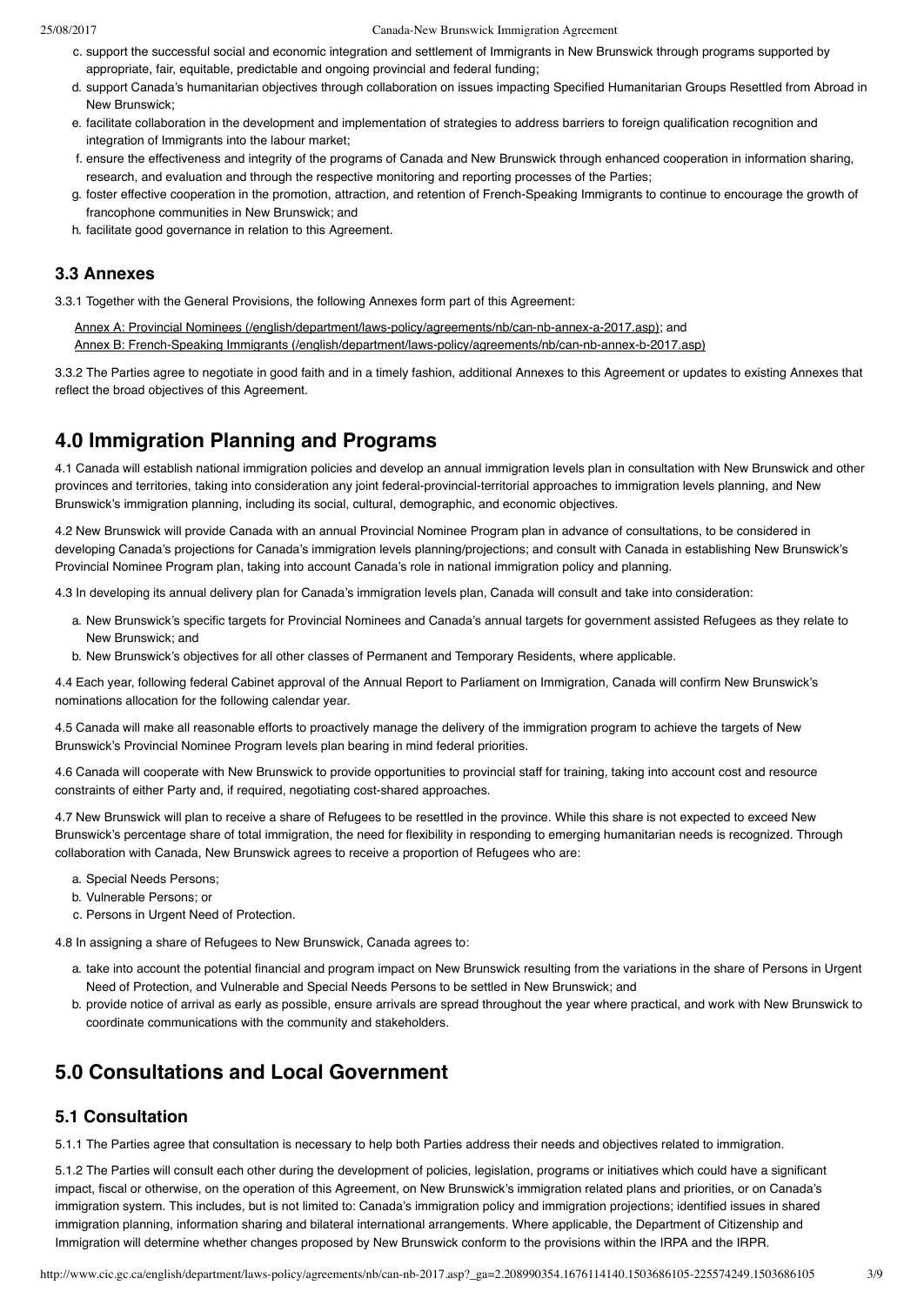c. support the successful social and economic integration and settlement of Immigrants in New Brunswick through programs supported by appropriate, fair, equitable, predictable and ongoing provincial and federal funding;
d. support Canada's humanitarian objectives through collaboration on issues impacting Specified Humanitarian Groups Resettled from Abroad in New Brunswick;
e. facilitate collaboration in the development and implementation of strategies to address barriers to foreign qualification recognition and integration of Immigrants into the labour market;
f. ensure the effectiveness and integrity of the programs of Canada and New Brunswick through enhanced cooperation in information sharing, research, and evaluation and through the respective monitoring and reporting processes of the Parties;
g. foster effective cooperation in the promotion, attraction, and retention of French-Speaking Immigrants to continue to encourage the growth of francophone communities in New Brunswick; and
h. facilitate good governance in relation to this Agreement.

### 3.3 Annexes

3.3.1 Together with the General Provisions, the following Annexes form part of this Agreement:

Annex A: Provincial Nominees (/english/department/laws-policy/agreements/nb/can-nb-annex-a-2017.asp); and
Annex B: French-Speaking Immigrants (/english/department/laws-policy/agreements/nb/can-nb-annex-b-2017.asp)

3.3.2 The Parties agree to negotiate in good faith and in a timely fashion, additional Annexes to this Agreement or updates to existing Annexes that reflect the broad objectives of this Agreement.

## 4.0 Immigration Planning and Programs

4.1 Canada will establish national immigration policies and develop an annual immigration levels plan in consultation with New Brunswick and other provinces and territories, taking into consideration any joint federal-provincial-territorial approaches to immigration levels planning, and New Brunswick's immigration planning, including its social, cultural, demographic, and economic objectives.

4.2 New Brunswick will provide Canada with an annual Provincial Nominee Program plan in advance of consultations, to be considered in developing Canada's projections for Canada's immigration levels planning/projections; and consult with Canada in establishing New Brunswick's Provincial Nominee Program plan, taking into account Canada's role in national immigration policy and planning.

4.3 In developing its annual delivery plan for Canada's immigration levels plan, Canada will consult and take into consideration:

a. New Brunswick's specific targets for Provincial Nominees and Canada's annual targets for government assisted Refugees as they relate to New Brunswick; and
b. New Brunswick's objectives for all other classes of Permanent and Temporary Residents, where applicable.

4.4 Each year, following federal Cabinet approval of the Annual Report to Parliament on Immigration, Canada will confirm New Brunswick's nominations allocation for the following calendar year.

4.5 Canada will make all reasonable efforts to proactively manage the delivery of the immigration program to achieve the targets of New Brunswick's Provincial Nominee Program levels plan bearing in mind federal priorities.

4.6 Canada will cooperate with New Brunswick to provide opportunities to provincial staff for training, taking into account cost and resource constraints of either Party and, if required, negotiating cost-shared approaches.

4.7 New Brunswick will plan to receive a share of Refugees to be resettled in the province. While this share is not expected to exceed New Brunswick's percentage share of total immigration, the need for flexibility in responding to emerging humanitarian needs is recognized. Through collaboration with Canada, New Brunswick agrees to receive a proportion of Refugees who are:

a. Special Needs Persons;
b. Vulnerable Persons; or
c. Persons in Urgent Need of Protection.

4.8 In assigning a share of Refugees to New Brunswick, Canada agrees to:

a. take into account the potential financial and program impact on New Brunswick resulting from the variations in the share of Persons in Urgent Need of Protection, and Vulnerable and Special Needs Persons to be settled in New Brunswick; and
b. provide notice of arrival as early as possible, ensure arrivals are spread throughout the year where practical, and work with New Brunswick to coordinate communications with the community and stakeholders.

## 5.0 Consultations and Local Government

### 5.1 Consultation

5.1.1 The Parties agree that consultation is necessary to help both Parties address their needs and objectives related to immigration.

5.1.2 The Parties will consult each other during the development of policies, legislation, programs or initiatives which could have a significant impact, fiscal or otherwise, on the operation of this Agreement, on New Brunswick's immigration related plans and priorities, or on Canada's immigration system. This includes, but is not limited to: Canada's immigration policy and immigration projections; identified issues in shared immigration planning, information sharing and bilateral international arrangements. Where applicable, the Department of Citizenship and Immigration will determine whether changes proposed by New Brunswick conform to the provisions within the IRPA and the IRPR.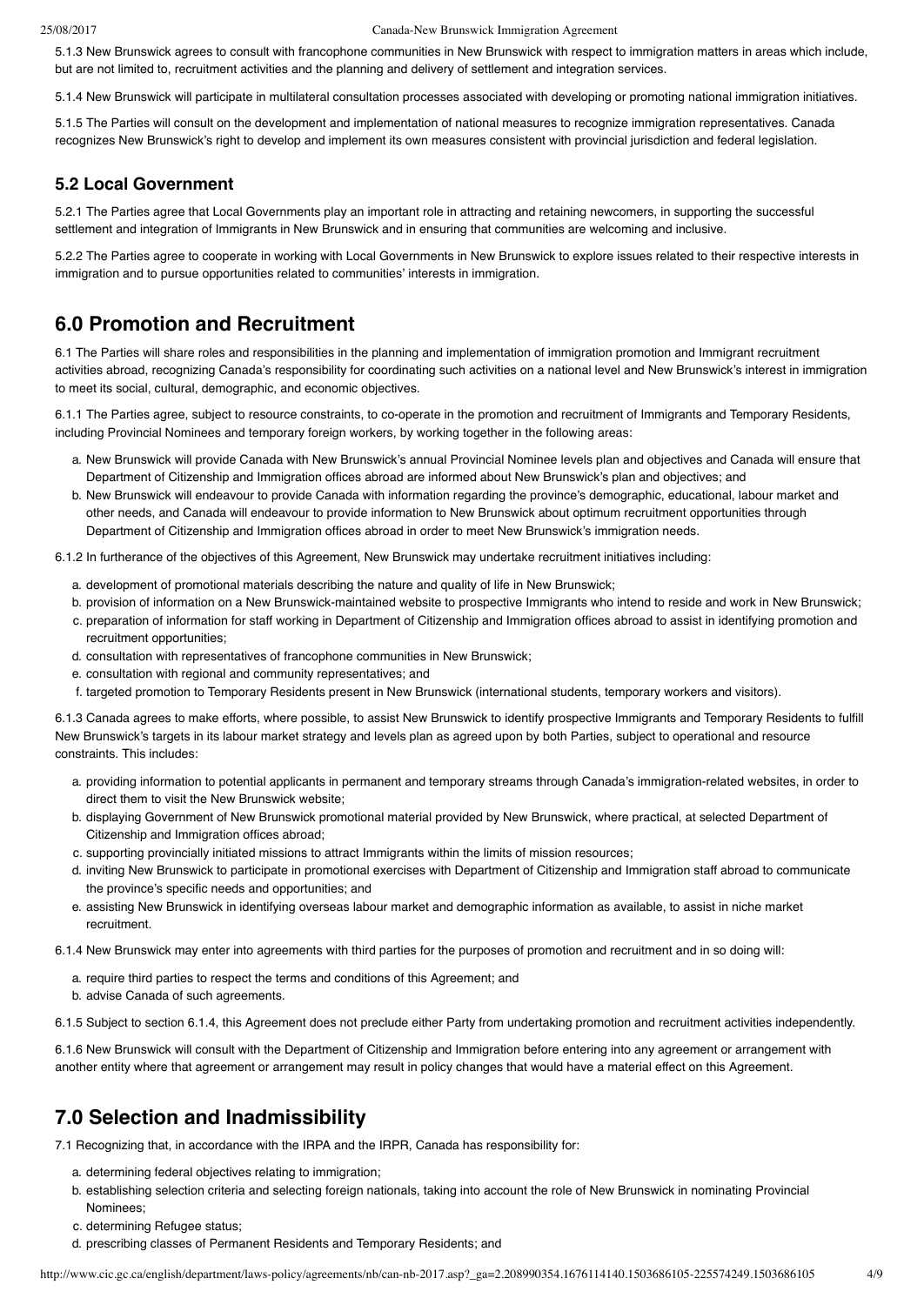5.1.3 New Brunswick agrees to consult with francophone communities in New Brunswick with respect to immigration matters in areas which include, but are not limited to, recruitment activities and the planning and delivery of settlement and integration services.

5.1.4 New Brunswick will participate in multilateral consultation processes associated with developing or promoting national immigration initiatives.

5.1.5 The Parties will consult on the development and implementation of national measures to recognize immigration representatives. Canada recognizes New Brunswick's right to develop and implement its own measures consistent with provincial jurisdiction and federal legislation.

### 5.2 Local Government

5.2.1 The Parties agree that Local Governments play an important role in attracting and retaining newcomers, in supporting the successful settlement and integration of Immigrants in New Brunswick and in ensuring that communities are welcoming and inclusive.

5.2.2 The Parties agree to cooperate in working with Local Governments in New Brunswick to explore issues related to their respective interests in immigration and to pursue opportunities related to communities' interests in immigration.

## 6.0 Promotion and Recruitment

6.1 The Parties will share roles and responsibilities in the planning and implementation of immigration promotion and Immigrant recruitment activities abroad, recognizing Canada's responsibility for coordinating such activities on a national level and New Brunswick's interest in immigration to meet its social, cultural, demographic, and economic objectives.

6.1.1 The Parties agree, subject to resource constraints, to co-operate in the promotion and recruitment of Immigrants and Temporary Residents, including Provincial Nominees and temporary foreign workers, by working together in the following areas:

a. New Brunswick will provide Canada with New Brunswick's annual Provincial Nominee levels plan and objectives and Canada will ensure that Department of Citizenship and Immigration offices abroad are informed about New Brunswick's plan and objectives; and
b. New Brunswick will endeavour to provide Canada with information regarding the province's demographic, educational, labour market and other needs, and Canada will endeavour to provide information to New Brunswick about optimum recruitment opportunities through Department of Citizenship and Immigration offices abroad in order to meet New Brunswick's immigration needs.

6.1.2 In furtherance of the objectives of this Agreement, New Brunswick may undertake recruitment initiatives including:

a. development of promotional materials describing the nature and quality of life in New Brunswick;
b. provision of information on a New Brunswick-maintained website to prospective Immigrants who intend to reside and work in New Brunswick;
c. preparation of information for staff working in Department of Citizenship and Immigration offices abroad to assist in identifying promotion and recruitment opportunities;
d. consultation with representatives of francophone communities in New Brunswick;
e. consultation with regional and community representatives; and
f. targeted promotion to Temporary Residents present in New Brunswick (international students, temporary workers and visitors).

6.1.3 Canada agrees to make efforts, where possible, to assist New Brunswick to identify prospective Immigrants and Temporary Residents to fulfill New Brunswick's targets in its labour market strategy and levels plan as agreed upon by both Parties, subject to operational and resource constraints. This includes:

a. providing information to potential applicants in permanent and temporary streams through Canada's immigration-related websites, in order to direct them to visit the New Brunswick website;
b. displaying Government of New Brunswick promotional material provided by New Brunswick, where practical, at selected Department of Citizenship and Immigration offices abroad;
c. supporting provincially initiated missions to attract Immigrants within the limits of mission resources;
d. inviting New Brunswick to participate in promotional exercises with Department of Citizenship and Immigration staff abroad to communicate the province's specific needs and opportunities; and
e. assisting New Brunswick in identifying overseas labour market and demographic information as available, to assist in niche market recruitment.

6.1.4 New Brunswick may enter into agreements with third parties for the purposes of promotion and recruitment and in so doing will:

a. require third parties to respect the terms and conditions of this Agreement; and
b. advise Canada of such agreements.

6.1.5 Subject to section 6.1.4, this Agreement does not preclude either Party from undertaking promotion and recruitment activities independently.

6.1.6 New Brunswick will consult with the Department of Citizenship and Immigration before entering into any agreement or arrangement with another entity where that agreement or arrangement may result in policy changes that would have a material effect on this Agreement.

## 7.0 Selection and Inadmissibility

7.1 Recognizing that, in accordance with the IRPA and the IRPR, Canada has responsibility for:

a. determining federal objectives relating to immigration;
b. establishing selection criteria and selecting foreign nationals, taking into account the role of New Brunswick in nominating Provincial Nominees;
c. determining Refugee status;
d. prescribing classes of Permanent Residents and Temporary Residents; and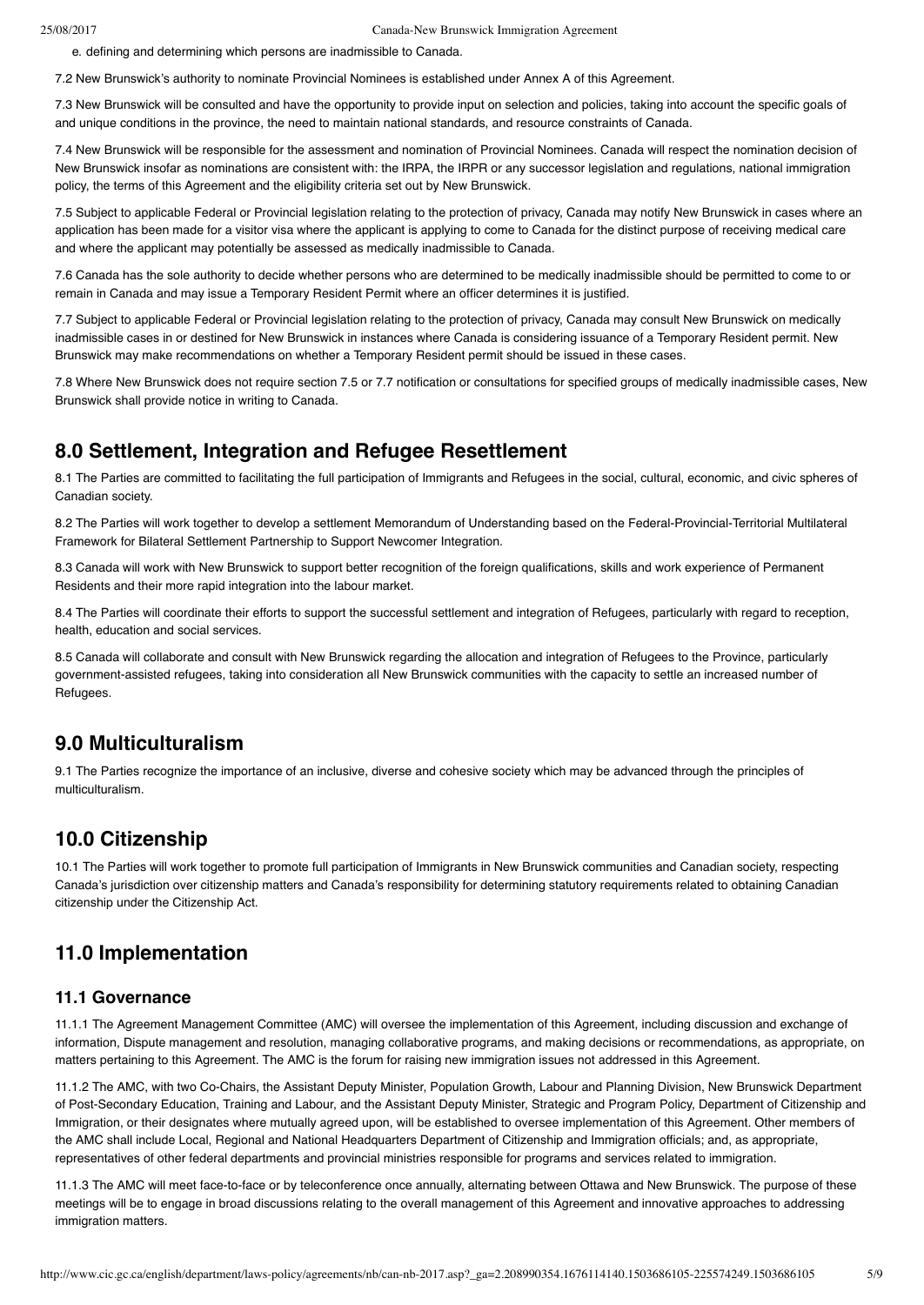e. defining and determining which persons are inadmissible to Canada.

7.2 New Brunswick's authority to nominate Provincial Nominees is established under Annex A of this Agreement.

7.3 New Brunswick will be consulted and have the opportunity to provide input on selection and policies, taking into account the specific goals of and unique conditions in the province, the need to maintain national standards, and resource constraints of Canada.

7.4 New Brunswick will be responsible for the assessment and nomination of Provincial Nominees. Canada will respect the nomination decision of New Brunswick insofar as nominations are consistent with: the IRPA, the IRPR or any successor legislation and regulations, national immigration policy, the terms of this Agreement and the eligibility criteria set out by New Brunswick.

7.5 Subject to applicable Federal or Provincial legislation relating to the protection of privacy, Canada may notify New Brunswick in cases where an application has been made for a visitor visa where the applicant is applying to come to Canada for the distinct purpose of receiving medical care and where the applicant may potentially be assessed as medically inadmissible to Canada.

7.6 Canada has the sole authority to decide whether persons who are determined to be medically inadmissible should be permitted to come to or remain in Canada and may issue a Temporary Resident Permit where an officer determines it is justified.

7.7 Subject to applicable Federal or Provincial legislation relating to the protection of privacy, Canada may consult New Brunswick on medically inadmissible cases in or destined for New Brunswick in instances where Canada is considering issuance of a Temporary Resident permit. New Brunswick may make recommendations on whether a Temporary Resident permit should be issued in these cases.

7.8 Where New Brunswick does not require section 7.5 or 7.7 notification or consultations for specified groups of medically inadmissible cases, New Brunswick shall provide notice in writing to Canada.

## 8.0 Settlement, Integration and Refugee Resettlement

8.1 The Parties are committed to facilitating the full participation of Immigrants and Refugees in the social, cultural, economic, and civic spheres of Canadian society.

8.2 The Parties will work together to develop a settlement Memorandum of Understanding based on the Federal-Provincial-Territorial Multilateral Framework for Bilateral Settlement Partnership to Support Newcomer Integration.

8.3 Canada will work with New Brunswick to support better recognition of the foreign qualifications, skills and work experience of Permanent Residents and their more rapid integration into the labour market.

8.4 The Parties will coordinate their efforts to support the successful settlement and integration of Refugees, particularly with regard to reception, health, education and social services.

8.5 Canada will collaborate and consult with New Brunswick regarding the allocation and integration of Refugees to the Province, particularly government-assisted refugees, taking into consideration all New Brunswick communities with the capacity to settle an increased number of Refugees.

## 9.0 Multiculturalism

9.1 The Parties recognize the importance of an inclusive, diverse and cohesive society which may be advanced through the principles of multiculturalism.

## 10.0 Citizenship

10.1 The Parties will work together to promote full participation of Immigrants in New Brunswick communities and Canadian society, respecting Canada's jurisdiction over citizenship matters and Canada's responsibility for determining statutory requirements related to obtaining Canadian citizenship under the Citizenship Act.

## 11.0 Implementation

### 11.1 Governance

11.1.1 The Agreement Management Committee (AMC) will oversee the implementation of this Agreement, including discussion and exchange of information, Dispute management and resolution, managing collaborative programs, and making decisions or recommendations, as appropriate, on matters pertaining to this Agreement. The AMC is the forum for raising new immigration issues not addressed in this Agreement.

11.1.2 The AMC, with two Co-Chairs, the Assistant Deputy Minister, Population Growth, Labour and Planning Division, New Brunswick Department of Post-Secondary Education, Training and Labour, and the Assistant Deputy Minister, Strategic and Program Policy, Department of Citizenship and Immigration, or their designates where mutually agreed upon, will be established to oversee implementation of this Agreement. Other members of the AMC shall include Local, Regional and National Headquarters Department of Citizenship and Immigration officials; and, as appropriate, representatives of other federal departments and provincial ministries responsible for programs and services related to immigration.

11.1.3 The AMC will meet face-to-face or by teleconference once annually, alternating between Ottawa and New Brunswick. The purpose of these meetings will be to engage in broad discussions relating to the overall management of this Agreement and innovative approaches to addressing immigration matters.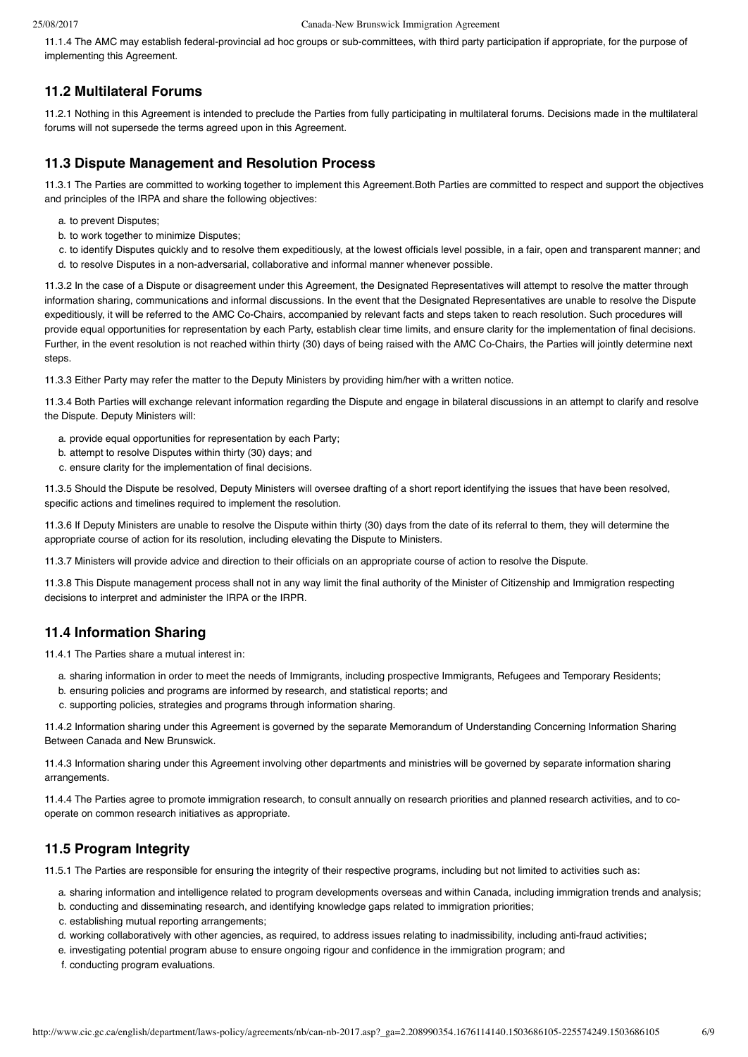11.1.4 The AMC may establish federal-provincial ad hoc groups or sub-committees, with third party participation if appropriate, for the purpose of implementing this Agreement.

## 11.2 Multilateral Forums

11.2.1 Nothing in this Agreement is intended to preclude the Parties from fully participating in multilateral forums. Decisions made in the multilateral forums will not supersede the terms agreed upon in this Agreement.

## 11.3 Dispute Management and Resolution Process

11.3.1 The Parties are committed to working together to implement this Agreement.Both Parties are committed to respect and support the objectives and principles of the IRPA and share the following objectives:

a. to prevent Disputes;
b. to work together to minimize Disputes;
c. to identify Disputes quickly and to resolve them expeditiously, at the lowest officials level possible, in a fair, open and transparent manner; and
d. to resolve Disputes in a non-adversarial, collaborative and informal manner whenever possible.

11.3.2 In the case of a Dispute or disagreement under this Agreement, the Designated Representatives will attempt to resolve the matter through information sharing, communications and informal discussions. In the event that the Designated Representatives are unable to resolve the Dispute expeditiously, it will be referred to the AMC Co-Chairs, accompanied by relevant facts and steps taken to reach resolution. Such procedures will provide equal opportunities for representation by each Party, establish clear time limits, and ensure clarity for the implementation of final decisions. Further, in the event resolution is not reached within thirty (30) days of being raised with the AMC Co-Chairs, the Parties will jointly determine next steps.

11.3.3 Either Party may refer the matter to the Deputy Ministers by providing him/her with a written notice.

11.3.4 Both Parties will exchange relevant information regarding the Dispute and engage in bilateral discussions in an attempt to clarify and resolve the Dispute. Deputy Ministers will:

a. provide equal opportunities for representation by each Party;
b. attempt to resolve Disputes within thirty (30) days; and
c. ensure clarity for the implementation of final decisions.

11.3.5 Should the Dispute be resolved, Deputy Ministers will oversee drafting of a short report identifying the issues that have been resolved, specific actions and timelines required to implement the resolution.

11.3.6 If Deputy Ministers are unable to resolve the Dispute within thirty (30) days from the date of its referral to them, they will determine the appropriate course of action for its resolution, including elevating the Dispute to Ministers.

11.3.7 Ministers will provide advice and direction to their officials on an appropriate course of action to resolve the Dispute.

11.3.8 This Dispute management process shall not in any way limit the final authority of the Minister of Citizenship and Immigration respecting decisions to interpret and administer the IRPA or the IRPR.

## 11.4 Information Sharing

11.4.1 The Parties share a mutual interest in:

a. sharing information in order to meet the needs of Immigrants, including prospective Immigrants, Refugees and Temporary Residents;
b. ensuring policies and programs are informed by research, and statistical reports; and
c. supporting policies, strategies and programs through information sharing.

11.4.2 Information sharing under this Agreement is governed by the separate Memorandum of Understanding Concerning Information Sharing Between Canada and New Brunswick.

11.4.3 Information sharing under this Agreement involving other departments and ministries will be governed by separate information sharing arrangements.

11.4.4 The Parties agree to promote immigration research, to consult annually on research priorities and planned research activities, and to co-operate on common research initiatives as appropriate.

## 11.5 Program Integrity

11.5.1 The Parties are responsible for ensuring the integrity of their respective programs, including but not limited to activities such as:

a. sharing information and intelligence related to program developments overseas and within Canada, including immigration trends and analysis;
b. conducting and disseminating research, and identifying knowledge gaps related to immigration priorities;
c. establishing mutual reporting arrangements;
d. working collaboratively with other agencies, as required, to address issues relating to inadmissibility, including anti-fraud activities;
e. investigating potential program abuse to ensure ongoing rigour and confidence in the immigration program; and
f. conducting program evaluations.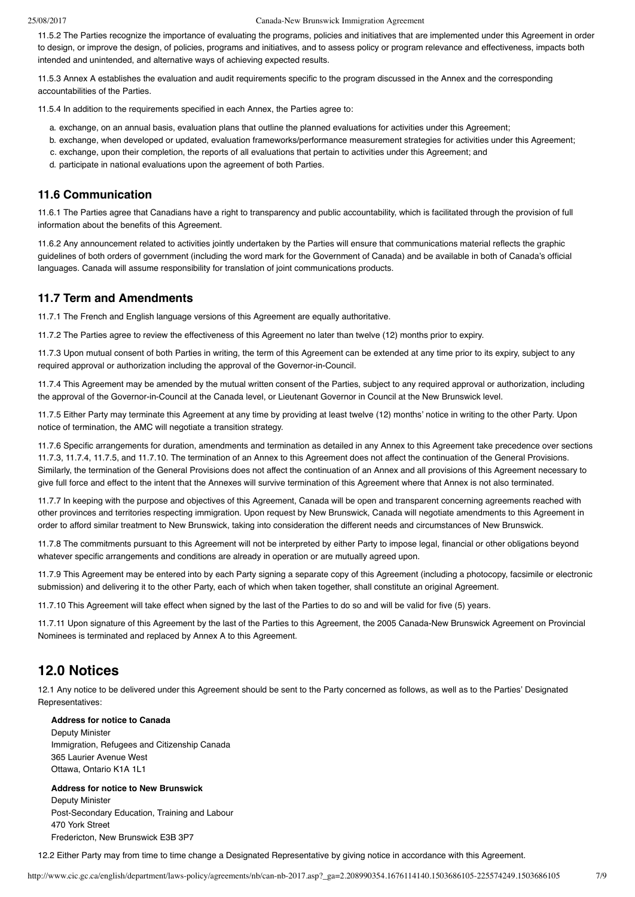11.5.2 The Parties recognize the importance of evaluating the programs, policies and initiatives that are implemented under this Agreement in order to design, or improve the design, of policies, programs and initiatives, and to assess policy or program relevance and effectiveness, impacts both intended and unintended, and alternative ways of achieving expected results.

11.5.3 Annex A establishes the evaluation and audit requirements specific to the program discussed in the Annex and the corresponding accountabilities of the Parties.

11.5.4 In addition to the requirements specified in each Annex, the Parties agree to:

a. exchange, on an annual basis, evaluation plans that outline the planned evaluations for activities under this Agreement;
b. exchange, when developed or updated, evaluation frameworks/performance measurement strategies for activities under this Agreement;
c. exchange, upon their completion, the reports of all evaluations that pertain to activities under this Agreement; and
d. participate in national evaluations upon the agreement of both Parties.

### 11.6 Communication

11.6.1 The Parties agree that Canadians have a right to transparency and public accountability, which is facilitated through the provision of full information about the benefits of this Agreement.

11.6.2 Any announcement related to activities jointly undertaken by the Parties will ensure that communications material reflects the graphic guidelines of both orders of government (including the word mark for the Government of Canada) and be available in both of Canada's official languages. Canada will assume responsibility for translation of joint communications products.

### 11.7 Term and Amendments

11.7.1 The French and English language versions of this Agreement are equally authoritative.

11.7.2 The Parties agree to review the effectiveness of this Agreement no later than twelve (12) months prior to expiry.

11.7.3 Upon mutual consent of both Parties in writing, the term of this Agreement can be extended at any time prior to its expiry, subject to any required approval or authorization including the approval of the Governor-in-Council.

11.7.4 This Agreement may be amended by the mutual written consent of the Parties, subject to any required approval or authorization, including the approval of the Governor-in-Council at the Canada level, or Lieutenant Governor in Council at the New Brunswick level.

11.7.5 Either Party may terminate this Agreement at any time by providing at least twelve (12) months' notice in writing to the other Party. Upon notice of termination, the AMC will negotiate a transition strategy.

11.7.6 Specific arrangements for duration, amendments and termination as detailed in any Annex to this Agreement take precedence over sections 11.7.3, 11.7.4, 11.7.5, and 11.7.10. The termination of an Annex to this Agreement does not affect the continuation of the General Provisions. Similarly, the termination of the General Provisions does not affect the continuation of an Annex and all provisions of this Agreement necessary to give full force and effect to the intent that the Annexes will survive termination of this Agreement where that Annex is not also terminated.

11.7.7 In keeping with the purpose and objectives of this Agreement, Canada will be open and transparent concerning agreements reached with other provinces and territories respecting immigration. Upon request by New Brunswick, Canada will negotiate amendments to this Agreement in order to afford similar treatment to New Brunswick, taking into consideration the different needs and circumstances of New Brunswick.

11.7.8 The commitments pursuant to this Agreement will not be interpreted by either Party to impose legal, financial or other obligations beyond whatever specific arrangements and conditions are already in operation or are mutually agreed upon.

11.7.9 This Agreement may be entered into by each Party signing a separate copy of this Agreement (including a photocopy, facsimile or electronic submission) and delivering it to the other Party, each of which when taken together, shall constitute an original Agreement.

11.7.10 This Agreement will take effect when signed by the last of the Parties to do so and will be valid for five (5) years.

11.7.11 Upon signature of this Agreement by the last of the Parties to this Agreement, the 2005 Canada-New Brunswick Agreement on Provincial Nominees is terminated and replaced by Annex A to this Agreement.

## 12.0 Notices

12.1 Any notice to be delivered under this Agreement should be sent to the Party concerned as follows, as well as to the Parties' Designated Representatives:

**Address for notice to Canada**
Deputy Minister
Immigration, Refugees and Citizenship Canada
365 Laurier Avenue West
Ottawa, Ontario K1A 1L1

**Address for notice to New Brunswick**
Deputy Minister
Post-Secondary Education, Training and Labour
470 York Street
Fredericton, New Brunswick E3B 3P7

12.2 Either Party may from time to time change a Designated Representative by giving notice in accordance with this Agreement.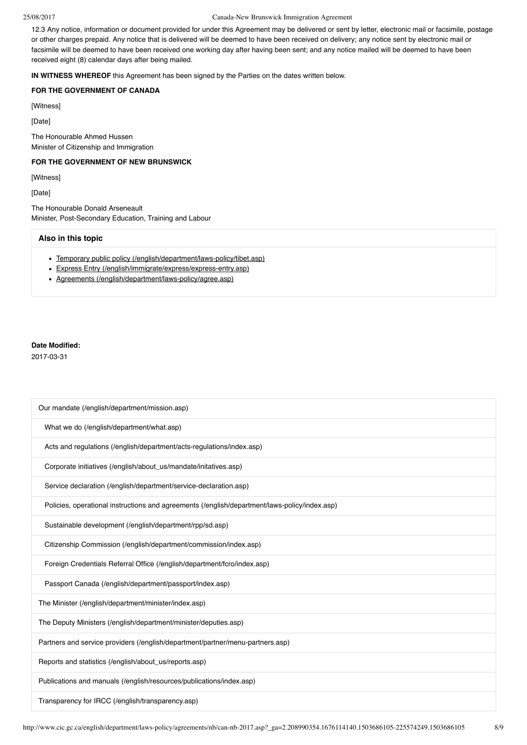12.3 Any notice, information or document provided for under this Agreement may be delivered or sent by letter, electronic mail or facsimile, postage or other charges prepaid. Any notice that is delivered will be deemed to have been received on delivery; any notice sent by electronic mail or facsimile will be deemed to have been received one working day after having been sent; and any notice mailed will be deemed to have been received eight (8) calendar days after being mailed.

**IN WITNESS WHEREOF** this Agreement has been signed by the Parties on the dates written below.

**FOR THE GOVERNMENT OF CANADA**

[Witness]

[Date]

The Honourable Ahmed Hussen
Minister of Citizenship and Immigration

**FOR THE GOVERNMENT OF NEW BRUNSWICK**

[Witness]

[Date]

The Honourable Donald Arseneault
Minister, Post-Secondary Education, Training and Labour

### Also in this topic

- Temporary public policy (/english/department/laws-policy/tibet.asp)
- Express Entry (/english/immigrate/express/express-entry.asp)
- Agreements (/english/department/laws-policy/agree.asp)

**Date Modified:**
2017-03-31

- Our mandate (/english/department/mission.asp)
  - What we do (/english/department/what.asp)
  - Acts and regulations (/english/department/acts-regulations/index.asp)
  - Corporate initiatives (/english/about_us/mandate/initatives.asp)
  - Service declaration (/english/department/service-declaration.asp)
  - Policies, operational instructions and agreements (/english/department/laws-policy/index.asp)
  - Sustainable development (/english/department/rpp/sd.asp)
  - Citizenship Commission (/english/department/commission/index.asp)
  - Foreign Credentials Referral Office (/english/department/fcro/index.asp)
  - Passport Canada (/english/department/passport/index.asp)
- The Minister (/english/department/minister/index.asp)
- The Deputy Ministers (/english/department/minister/deputies.asp)
- Partners and service providers (/english/department/partner/menu-partners.asp)
- Reports and statistics (/english/about_us/reports.asp)
- Publications and manuals (/english/resources/publications/index.asp)
- Transparency for IRCC (/english/transparency.asp)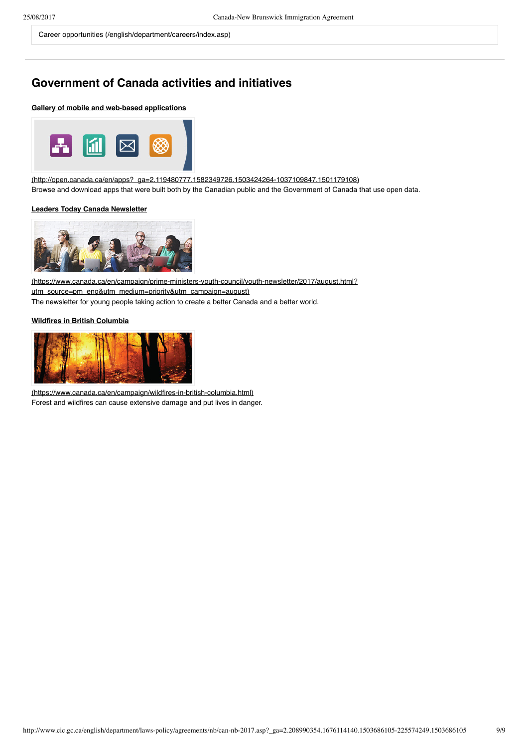Career opportunities (/english/department/careers/index.asp)

## Government of Canada activities and initiatives

**Gallery of mobile and web-based applications**

(http://open.canada.ca/en/apps?_ga=2.119480777.1582349726.1503424264-1037109847.1501179108)
Browse and download apps that were built both by the Canadian public and the Government of Canada that use open data.

**Leaders Today Canada Newsletter**

(https://www.canada.ca/en/campaign/prime-ministers-youth-council/youth-newsletter/2017/august.html?utm_source=pm_eng&utm_medium=priority&utm_campaign=august)
The newsletter for young people taking action to create a better Canada and a better world.

**Wildfires in British Columbia**

(https://www.canada.ca/en/campaign/wildfires-in-british-columbia.html)
Forest and wildfires can cause extensive damage and put lives in danger.